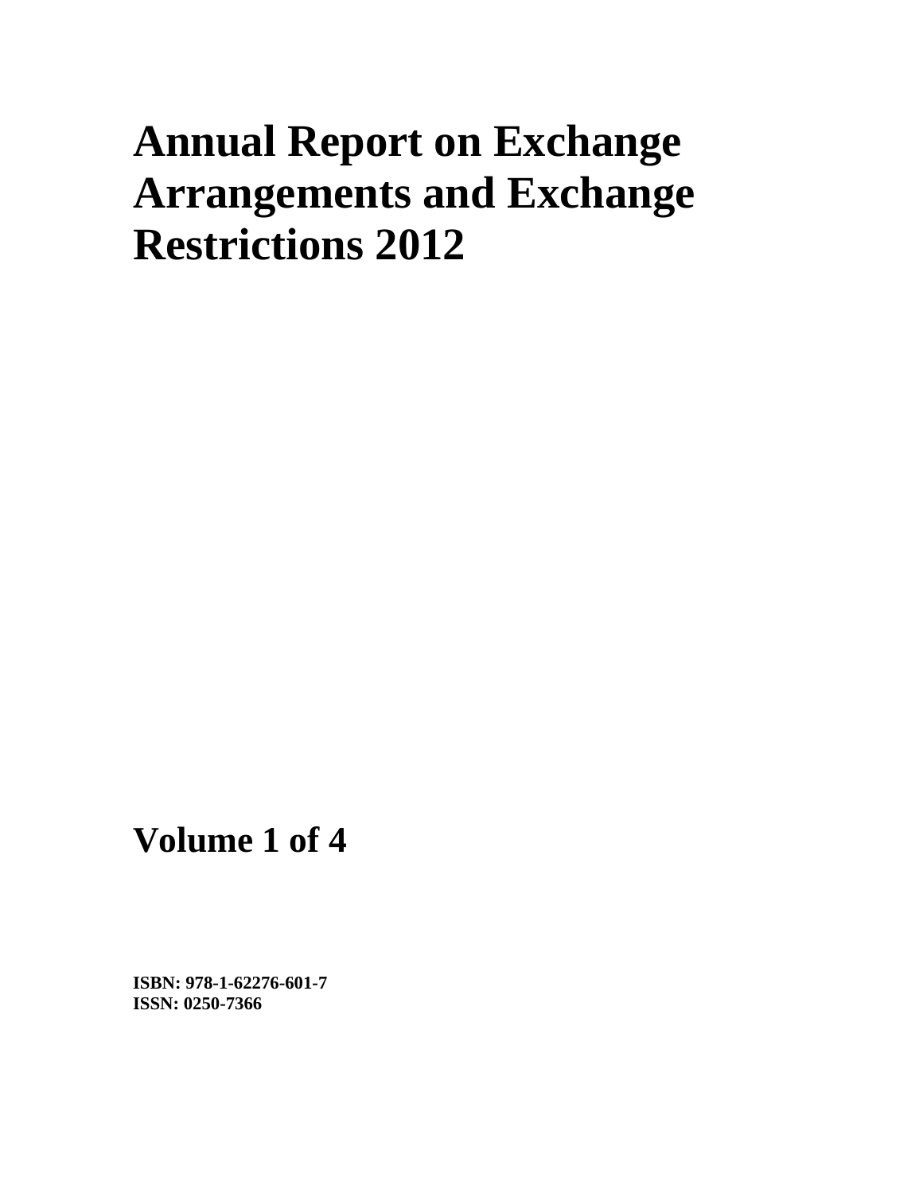# Annual Report on Exchange Arrangements and Exchange Restrictions 2012

## Volume 1 of 4

**ISBN: 978-1-62276-601-7**
**ISSN: 0250-7366**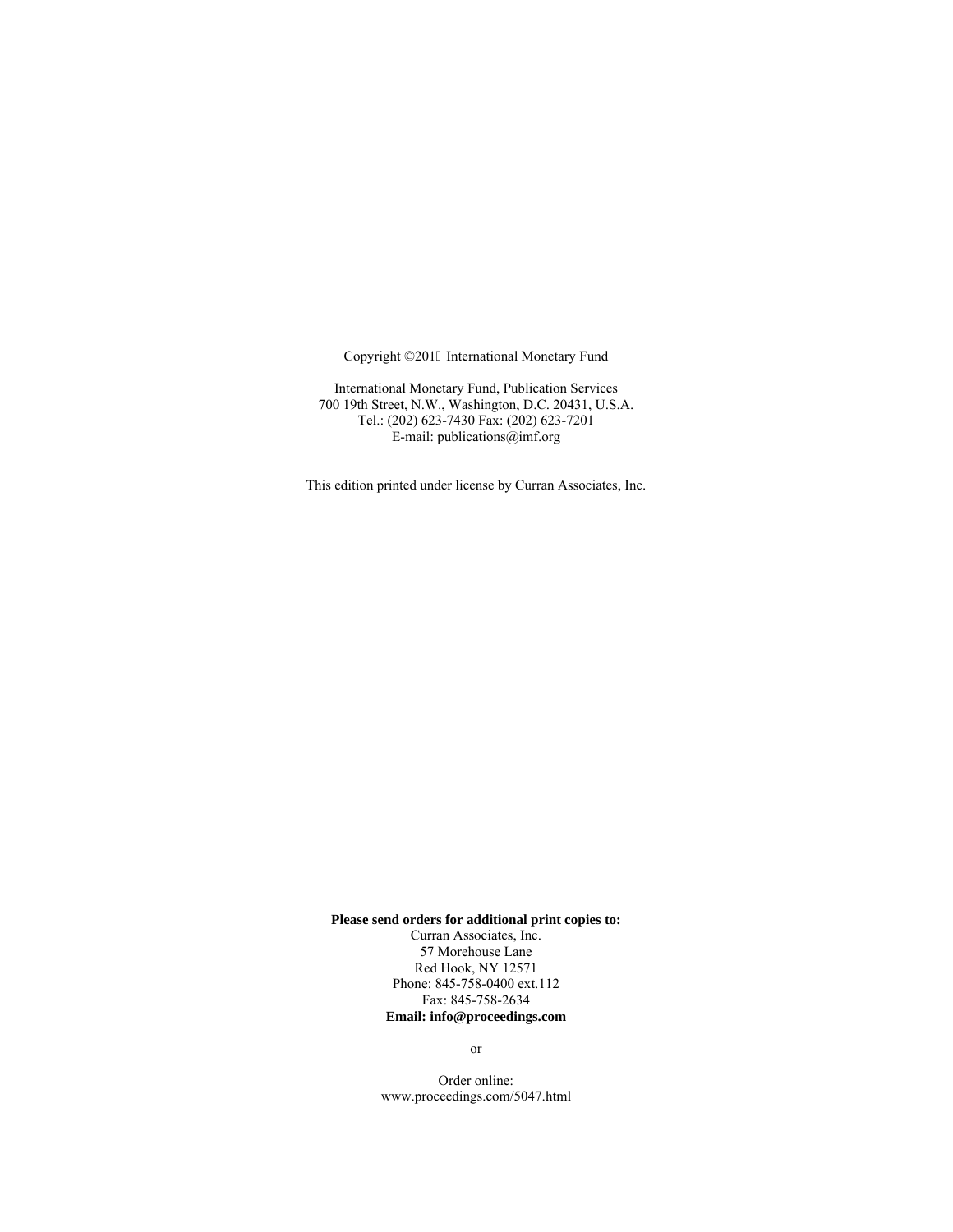Copyright ©201 International Monetary Fund

International Monetary Fund, Publication Services
700 19th Street, N.W., Washington, D.C. 20431, U.S.A.
Tel.: (202) 623-7430 Fax: (202) 623-7201
E-mail: publications@imf.org

This edition printed under license by Curran Associates, Inc.

**Please send orders for additional print copies to:**
Curran Associates, Inc.
57 Morehouse Lane
Red Hook, NY 12571
Phone: 845-758-0400 ext.112
Fax: 845-758-2634
**Email: info@proceedings.com**

or

Order online:
www.proceedings.com/5047.html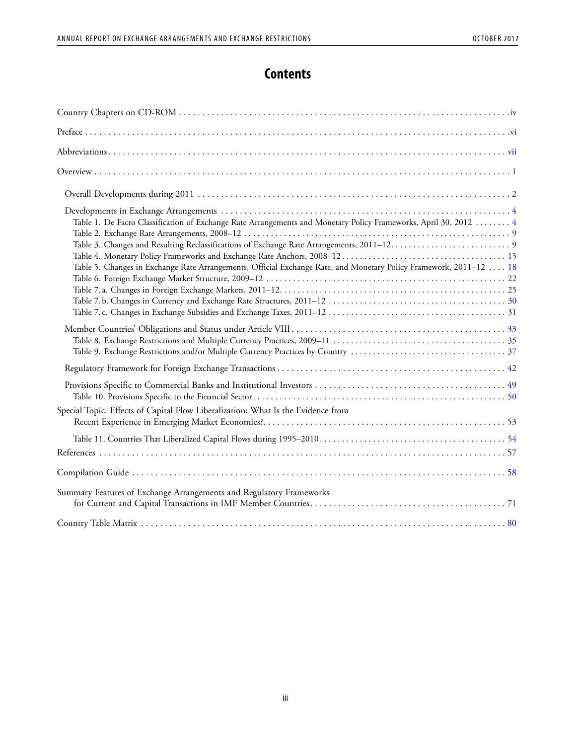# Contents

Country Chapters on CD-ROM . . . . . . . . . . iv

Preface . . . . . . . . . . vi

Abbreviations . . . . . . . . . . vii

Overview . . . . . . . . . . 1

- Overall Developments during 2011 . . . . . . . . . . 2
- Developments in Exchange Arrangements . . . . . . . . . . 4
  - Table 1. De Facto Classification of Exchange Rate Arrangements and Monetary Policy Frameworks, April 30, 2012 . . . . . . . . . . 4
  - Table 2. Exchange Rate Arrangements, 2008–12 . . . . . . . . . . 9
  - Table 3. Changes and Resulting Reclassifications of Exchange Rate Arrangements, 2011–12 . . . . . . . . . . 9
  - Table 4. Monetary Policy Frameworks and Exchange Rate Anchors, 2008–12 . . . . . . . . . . 15
  - Table 5. Changes in Exchange Rate Arrangements, Official Exchange Rate, and Monetary Policy Framework, 2011–12 . . . . . . . . . . 18
  - Table 6. Foreign Exchange Market Structure, 2009–12 . . . . . . . . . . 22
  - Table 7. a. Changes in Foreign Exchange Markets, 2011–12 . . . . . . . . . . 25
  - Table 7. b. Changes in Currency and Exchange Rate Structures, 2011–12 . . . . . . . . . . 30
  - Table 7. c. Changes in Exchange Subsidies and Exchange Taxes, 2011–12 . . . . . . . . . . 31
- Member Countries' Obligations and Status under Article VIII . . . . . . . . . . 33
  - Table 8. Exchange Restrictions and Multiple Currency Practices, 2009–11 . . . . . . . . . . 35
  - Table 9. Exchange Restrictions and/or Multiple Currency Practices by Country . . . . . . . . . . 37
- Regulatory Framework for Foreign Exchange Transactions . . . . . . . . . . 42
- Provisions Specific to Commercial Banks and Institutional Investors . . . . . . . . . . 49
  - Table 10. Provisions Specific to the Financial Sector . . . . . . . . . . 50

Special Topic: Effects of Capital Flow Liberalization: What Is the Evidence from Recent Experience in Emerging Market Economies? . . . . . . . . . . 53

- Table 11. Countries That Liberalized Capital Flows during 1995–2010 . . . . . . . . . . 54

References . . . . . . . . . . 57

Compilation Guide . . . . . . . . . . 58

Summary Features of Exchange Arrangements and Regulatory Frameworks for Current and Capital Transactions in IMF Member Countries . . . . . . . . . . 71

Country Table Matrix . . . . . . . . . . 80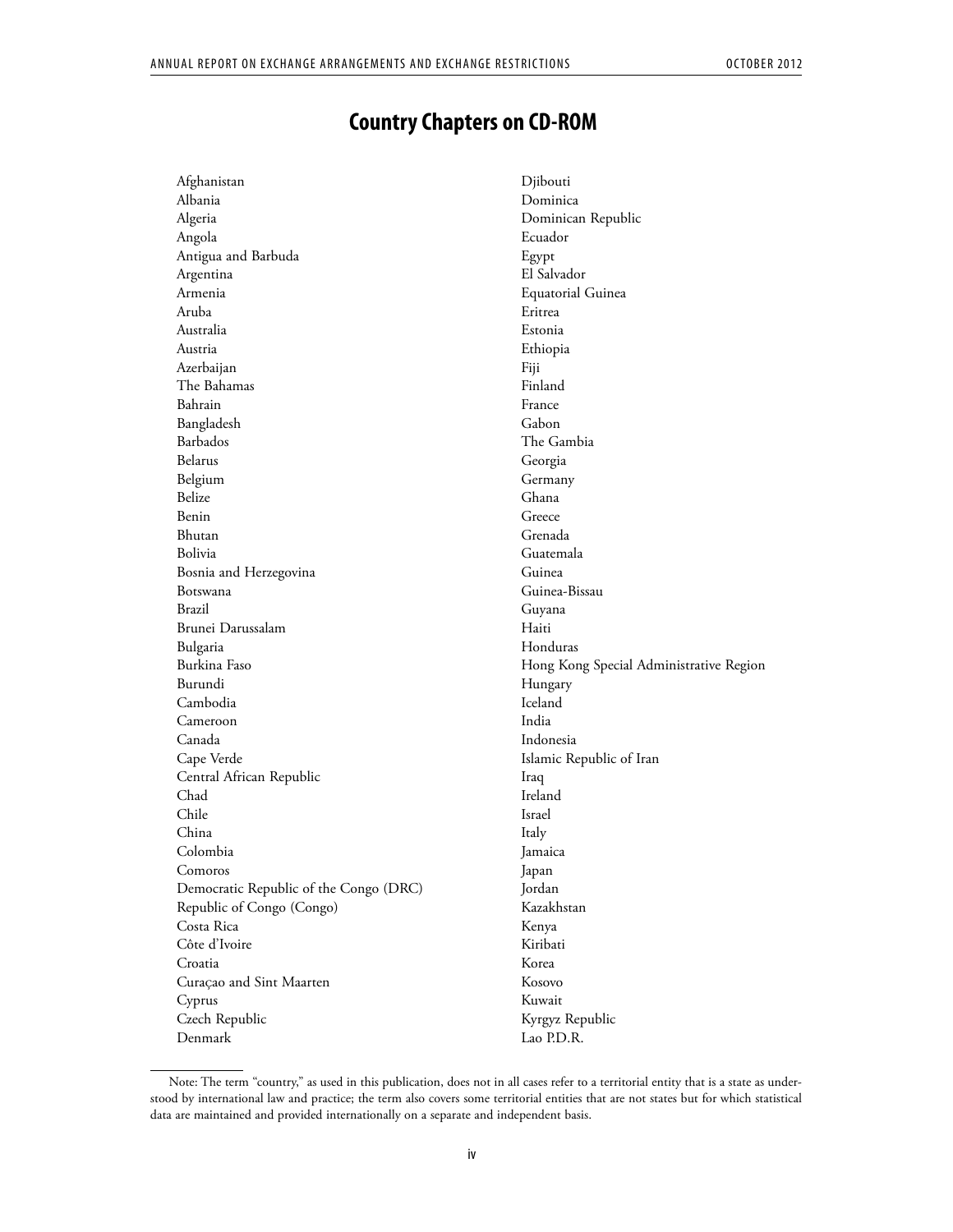# Country Chapters on CD-ROM

Afghanistan
Albania
Algeria
Angola
Antigua and Barbuda
Argentina
Armenia
Aruba
Australia
Austria
Azerbaijan
The Bahamas
Bahrain
Bangladesh
Barbados
Belarus
Belgium
Belize
Benin
Bhutan
Bolivia
Bosnia and Herzegovina
Botswana
Brazil
Brunei Darussalam
Bulgaria
Burkina Faso
Burundi
Cambodia
Cameroon
Canada
Cape Verde
Central African Republic
Chad
Chile
China
Colombia
Comoros
Democratic Republic of the Congo (DRC)
Republic of Congo (Congo)
Costa Rica
Côte d'Ivoire
Croatia
Curaçao and Sint Maarten
Cyprus
Czech Republic
Denmark
Djibouti
Dominica
Dominican Republic
Ecuador
Egypt
El Salvador
Equatorial Guinea
Eritrea
Estonia
Ethiopia
Fiji
Finland
France
Gabon
The Gambia
Georgia
Germany
Ghana
Greece
Grenada
Guatemala
Guinea
Guinea-Bissau
Guyana
Haiti
Honduras
Hong Kong Special Administrative Region
Hungary
Iceland
India
Indonesia
Islamic Republic of Iran
Iraq
Ireland
Israel
Italy
Jamaica
Japan
Jordan
Kazakhstan
Kenya
Kiribati
Korea
Kosovo
Kuwait
Kyrgyz Republic
Lao P.D.R.

Note: The term "country," as used in this publication, does not in all cases refer to a territorial entity that is a state as understood by international law and practice; the term also covers some territorial entities that are not states but for which statistical data are maintained and provided internationally on a separate and independent basis.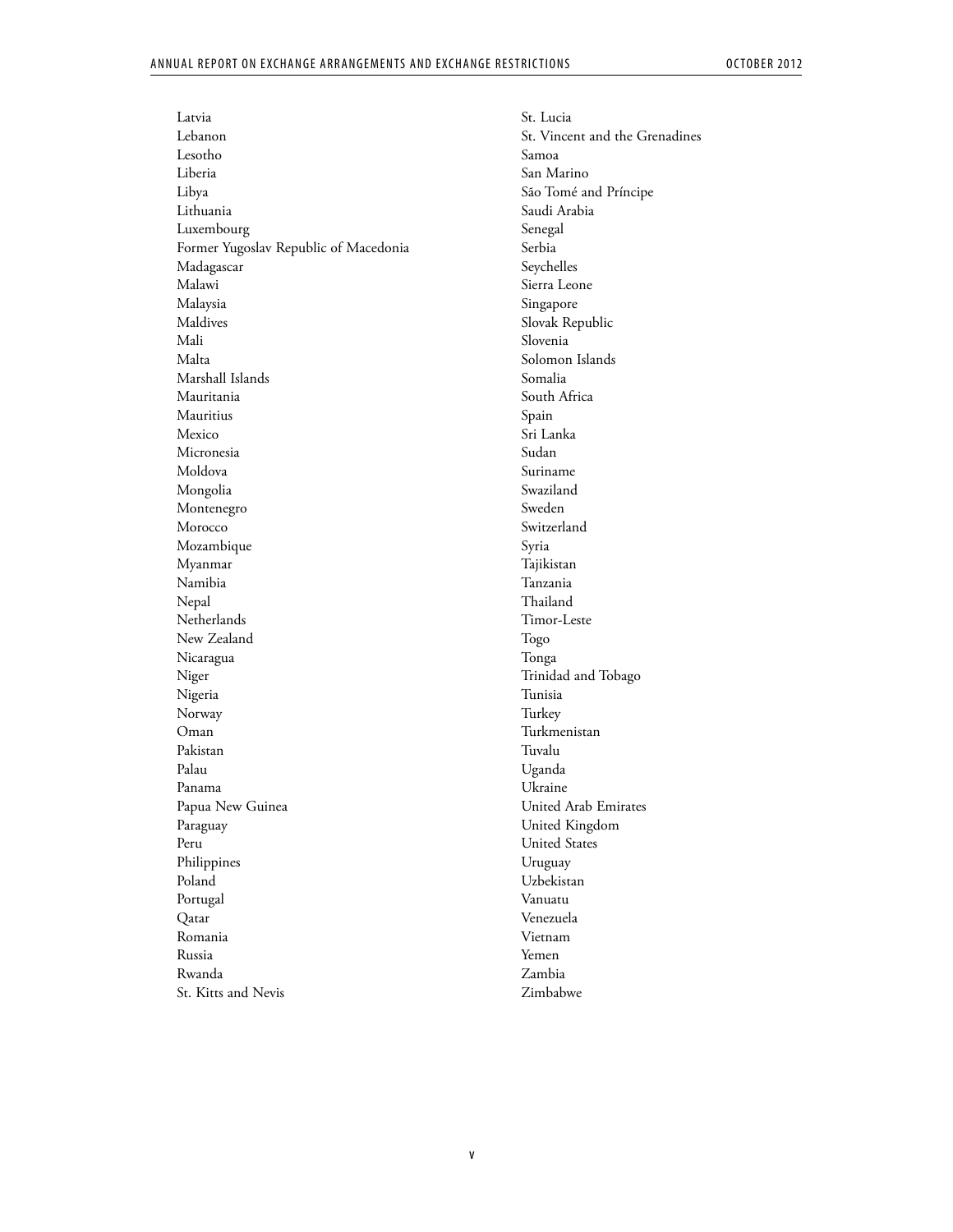Latvia
Lebanon
Lesotho
Liberia
Libya
Lithuania
Luxembourg
Former Yugoslav Republic of Macedonia
Madagascar
Malawi
Malaysia
Maldives
Mali
Malta
Marshall Islands
Mauritania
Mauritius
Mexico
Micronesia
Moldova
Mongolia
Montenegro
Morocco
Mozambique
Myanmar
Namibia
Nepal
Netherlands
New Zealand
Nicaragua
Niger
Nigeria
Norway
Oman
Pakistan
Palau
Panama
Papua New Guinea
Paraguay
Peru
Philippines
Poland
Portugal
Qatar
Romania
Russia
Rwanda
St. Kitts and Nevis
St. Lucia
St. Vincent and the Grenadines
Samoa
San Marino
São Tomé and Príncipe
Saudi Arabia
Senegal
Serbia
Seychelles
Sierra Leone
Singapore
Slovak Republic
Slovenia
Solomon Islands
Somalia
South Africa
Spain
Sri Lanka
Sudan
Suriname
Swaziland
Sweden
Switzerland
Syria
Tajikistan
Tanzania
Thailand
Timor-Leste
Togo
Tonga
Trinidad and Tobago
Tunisia
Turkey
Turkmenistan
Tuvalu
Uganda
Ukraine
United Arab Emirates
United Kingdom
United States
Uruguay
Uzbekistan
Vanuatu
Venezuela
Vietnam
Yemen
Zambia
Zimbabwe